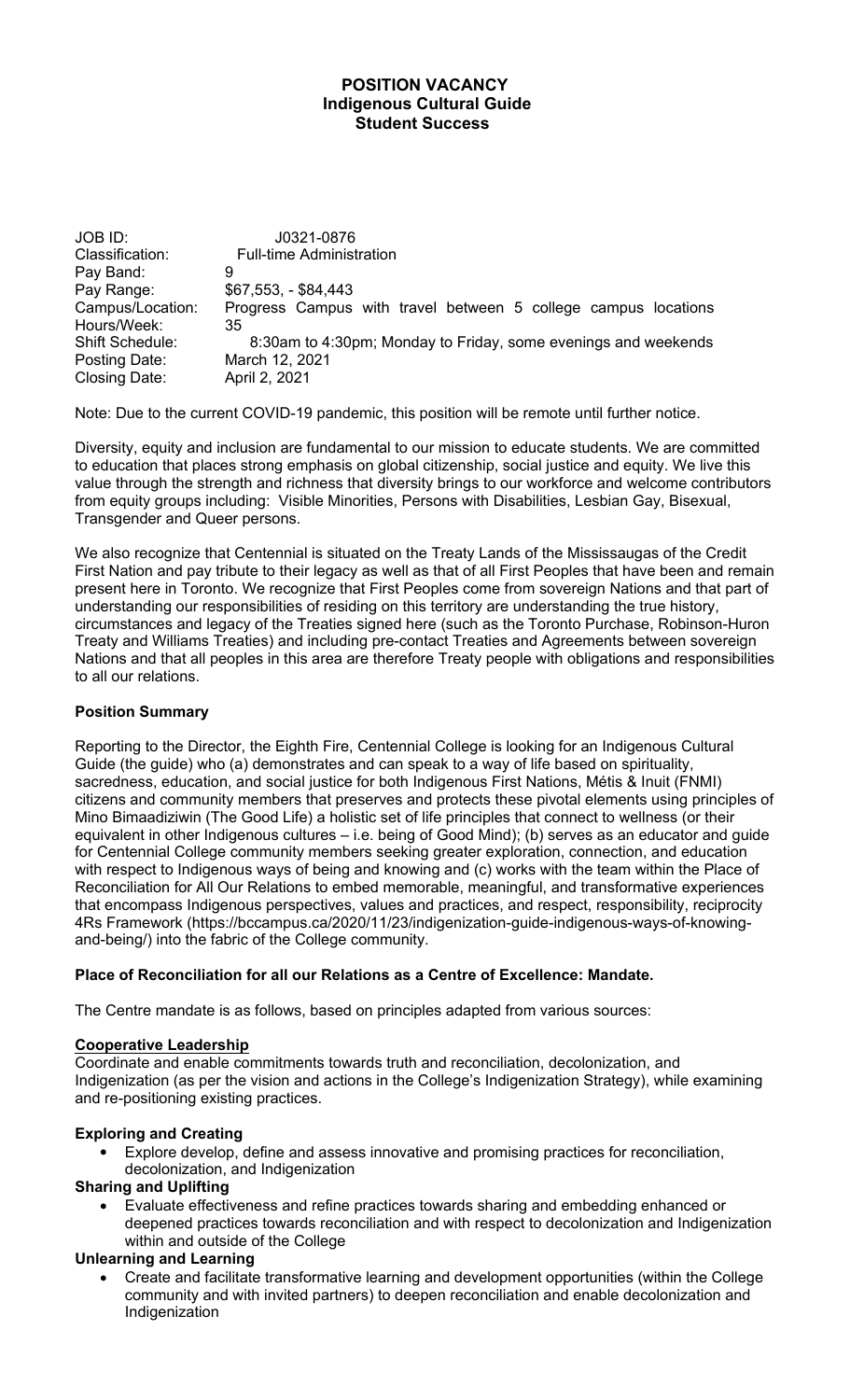# POSITION VACANCY
## Indigenous Cultural Guide
## Student Success

| | |
|---|---|
| JOB ID: | J0321-0876 |
| Classification: | Full-time Administration |
| Pay Band: | 9 |
| Pay Range: | $67,553, - $84,443 |
| Campus/Location: | Progress Campus with travel between 5 college campus locations |
| Hours/Week: | 35 |
| Shift Schedule: | 8:30am to 4:30pm; Monday to Friday, some evenings and weekends |
| Posting Date: | March 12, 2021 |
| Closing Date: | April 2, 2021 |

Note: Due to the current COVID-19 pandemic, this position will be remote until further notice.

Diversity, equity and inclusion are fundamental to our mission to educate students. We are committed to education that places strong emphasis on global citizenship, social justice and equity. We live this value through the strength and richness that diversity brings to our workforce and welcome contributors from equity groups including: Visible Minorities, Persons with Disabilities, Lesbian Gay, Bisexual, Transgender and Queer persons.

We also recognize that Centennial is situated on the Treaty Lands of the Mississaugas of the Credit First Nation and pay tribute to their legacy as well as that of all First Peoples that have been and remain present here in Toronto. We recognize that First Peoples come from sovereign Nations and that part of understanding our responsibilities of residing on this territory are understanding the true history, circumstances and legacy of the Treaties signed here (such as the Toronto Purchase, Robinson-Huron Treaty and Williams Treaties) and including pre-contact Treaties and Agreements between sovereign Nations and that all peoples in this area are therefore Treaty people with obligations and responsibilities to all our relations.

**Position Summary**

Reporting to the Director, the Eighth Fire, Centennial College is looking for an Indigenous Cultural Guide (the guide) who (a) demonstrates and can speak to a way of life based on spirituality, sacredness, education, and social justice for both Indigenous First Nations, Métis & Inuit (FNMI) citizens and community members that preserves and protects these pivotal elements using principles of Mino Bimaadiziwin (The Good Life) a holistic set of life principles that connect to wellness (or their equivalent in other Indigenous cultures – i.e. being of Good Mind); (b) serves as an educator and guide for Centennial College community members seeking greater exploration, connection, and education with respect to Indigenous ways of being and knowing and (c) works with the team within the Place of Reconciliation for All Our Relations to embed memorable, meaningful, and transformative experiences that encompass Indigenous perspectives, values and practices, and respect, responsibility, reciprocity 4Rs Framework (https://bccampus.ca/2020/11/23/indigenization-guide-indigenous-ways-of-knowing-and-being/) into the fabric of the College community.

**Place of Reconciliation for all our Relations as a Centre of Excellence: Mandate.**

The Centre mandate is as follows, based on principles adapted from various sources:

**Cooperative Leadership**

Coordinate and enable commitments towards truth and reconciliation, decolonization, and Indigenization (as per the vision and actions in the College's Indigenization Strategy), while examining and re-positioning existing practices.

**Exploring and Creating**

- Explore develop, define and assess innovative and promising practices for reconciliation, decolonization, and Indigenization

**Sharing and Uplifting**

- Evaluate effectiveness and refine practices towards sharing and embedding enhanced or deepened practices towards reconciliation and with respect to decolonization and Indigenization within and outside of the College

**Unlearning and Learning**

- Create and facilitate transformative learning and development opportunities (within the College community and with invited partners) to deepen reconciliation and enable decolonization and Indigenization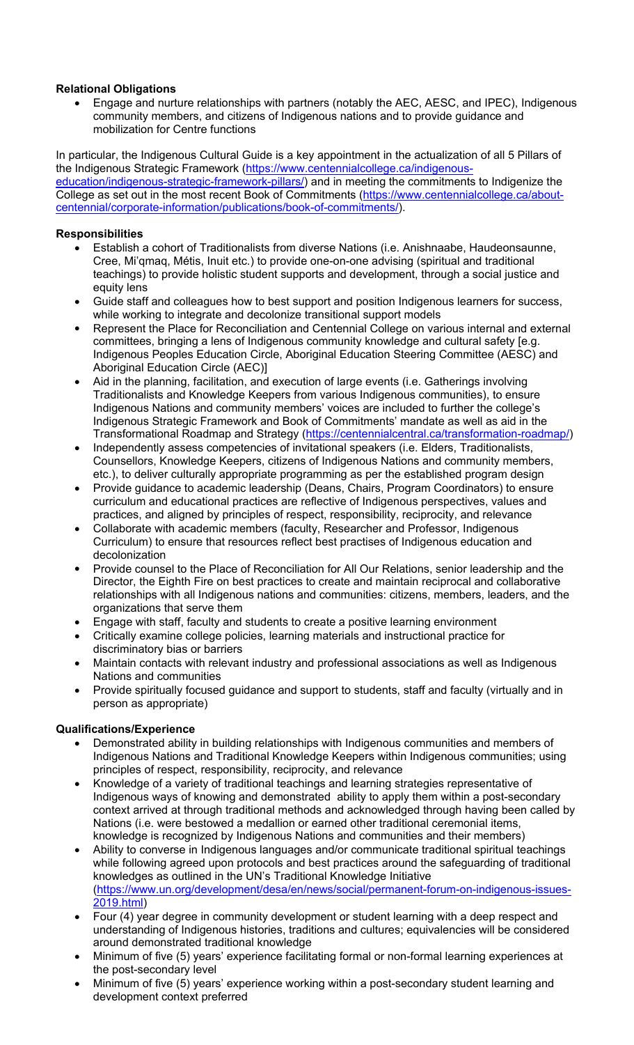**Relational Obligations**

- Engage and nurture relationships with partners (notably the AEC, AESC, and IPEC), Indigenous community members, and citizens of Indigenous nations and to provide guidance and mobilization for Centre functions

In particular, the Indigenous Cultural Guide is a key appointment in the actualization of all 5 Pillars of the Indigenous Strategic Framework (https://www.centennialcollege.ca/indigenous-education/indigenous-strategic-framework-pillars/) and in meeting the commitments to Indigenize the College as set out in the most recent Book of Commitments (https://www.centennialcollege.ca/about-centennial/corporate-information/publications/book-of-commitments/).

**Responsibilities**

- Establish a cohort of Traditionalists from diverse Nations (i.e. Anishnaabe, Haudeonsaunne, Cree, Mi'qmaq, Métis, Inuit etc.) to provide one-on-one advising (spiritual and traditional teachings) to provide holistic student supports and development, through a social justice and equity lens
- Guide staff and colleagues how to best support and position Indigenous learners for success, while working to integrate and decolonize transitional support models
- Represent the Place for Reconciliation and Centennial College on various internal and external committees, bringing a lens of Indigenous community knowledge and cultural safety [e.g. Indigenous Peoples Education Circle, Aboriginal Education Steering Committee (AESC) and Aboriginal Education Circle (AEC)]
- Aid in the planning, facilitation, and execution of large events (i.e. Gatherings involving Traditionalists and Knowledge Keepers from various Indigenous communities), to ensure Indigenous Nations and community members' voices are included to further the college's Indigenous Strategic Framework and Book of Commitments' mandate as well as aid in the Transformational Roadmap and Strategy (https://centennialcentral.ca/transformation-roadmap/)
- Independently assess competencies of invitational speakers (i.e. Elders, Traditionalists, Counsellors, Knowledge Keepers, citizens of Indigenous Nations and community members, etc.), to deliver culturally appropriate programming as per the established program design
- Provide guidance to academic leadership (Deans, Chairs, Program Coordinators) to ensure curriculum and educational practices are reflective of Indigenous perspectives, values and practices, and aligned by principles of respect, responsibility, reciprocity, and relevance
- Collaborate with academic members (faculty, Researcher and Professor, Indigenous Curriculum) to ensure that resources reflect best practises of Indigenous education and decolonization
- Provide counsel to the Place of Reconciliation for All Our Relations, senior leadership and the Director, the Eighth Fire on best practices to create and maintain reciprocal and collaborative relationships with all Indigenous nations and communities: citizens, members, leaders, and the organizations that serve them
- Engage with staff, faculty and students to create a positive learning environment
- Critically examine college policies, learning materials and instructional practice for discriminatory bias or barriers
- Maintain contacts with relevant industry and professional associations as well as Indigenous Nations and communities
- Provide spiritually focused guidance and support to students, staff and faculty (virtually and in person as appropriate)

**Qualifications/Experience**

- Demonstrated ability in building relationships with Indigenous communities and members of Indigenous Nations and Traditional Knowledge Keepers within Indigenous communities; using principles of respect, responsibility, reciprocity, and relevance
- Knowledge of a variety of traditional teachings and learning strategies representative of Indigenous ways of knowing and demonstrated ability to apply them within a post-secondary context arrived at through traditional methods and acknowledged through having been called by Nations (i.e. were bestowed a medallion or earned other traditional ceremonial items, knowledge is recognized by Indigenous Nations and communities and their members)
- Ability to converse in Indigenous languages and/or communicate traditional spiritual teachings while following agreed upon protocols and best practices around the safeguarding of traditional knowledges as outlined in the UN's Traditional Knowledge Initiative (https://www.un.org/development/desa/en/news/social/permanent-forum-on-indigenous-issues-2019.html)
- Four (4) year degree in community development or student learning with a deep respect and understanding of Indigenous histories, traditions and cultures; equivalencies will be considered around demonstrated traditional knowledge
- Minimum of five (5) years' experience facilitating formal or non-formal learning experiences at the post-secondary level
- Minimum of five (5) years' experience working within a post-secondary student learning and development context preferred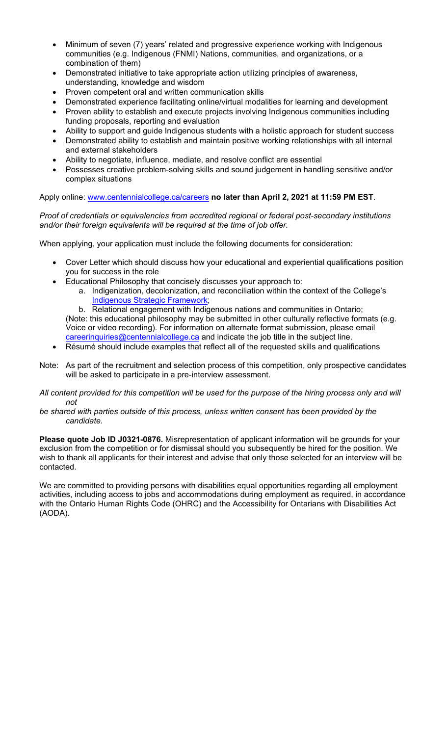- Minimum of seven (7) years' related and progressive experience working with Indigenous communities (e.g. Indigenous (FNMI) Nations, communities, and organizations, or a combination of them)
- Demonstrated initiative to take appropriate action utilizing principles of awareness, understanding, knowledge and wisdom
- Proven competent oral and written communication skills
- Demonstrated experience facilitating online/virtual modalities for learning and development
- Proven ability to establish and execute projects involving Indigenous communities including funding proposals, reporting and evaluation
- Ability to support and guide Indigenous students with a holistic approach for student success
- Demonstrated ability to establish and maintain positive working relationships with all internal and external stakeholders
- Ability to negotiate, influence, mediate, and resolve conflict are essential
- Possesses creative problem-solving skills and sound judgement in handling sensitive and/or complex situations

Apply online: [www.centennialcollege.ca/careers](www.centennialcollege.ca/careers) **no later than April 2, 2021 at 11:59 PM EST**.

*Proof of credentials or equivalencies from accredited regional or federal post-secondary institutions and/or their foreign equivalents will be required at the time of job offer.*

When applying, your application must include the following documents for consideration:

- Cover Letter which should discuss how your educational and experiential qualifications position you for success in the role
- Educational Philosophy that concisely discusses your approach to:
  a. Indigenization, decolonization, and reconciliation within the context of the College's [Indigenous Strategic Framework](Indigenous Strategic Framework);
  b. Relational engagement with Indigenous nations and communities in Ontario;
  
  (Note: this educational philosophy may be submitted in other culturally reflective formats (e.g. Voice or video recording). For information on alternate format submission, please email [careerinquiries@centennialcollege.ca](mailto:careerinquiries@centennialcollege.ca) and indicate the job title in the subject line.
- Résumé should include examples that reflect all of the requested skills and qualifications

Note: As part of the recruitment and selection process of this competition, only prospective candidates will be asked to participate in a pre-interview assessment.

*All content provided for this competition will be used for the purpose of the hiring process only and will not be shared with parties outside of this process, unless written consent has been provided by the candidate.*

**Please quote Job ID J0321-0876.** Misrepresentation of applicant information will be grounds for your exclusion from the competition or for dismissal should you subsequently be hired for the position. We wish to thank all applicants for their interest and advise that only those selected for an interview will be contacted.

We are committed to providing persons with disabilities equal opportunities regarding all employment activities, including access to jobs and accommodations during employment as required, in accordance with the Ontario Human Rights Code (OHRC) and the Accessibility for Ontarians with Disabilities Act (AODA).